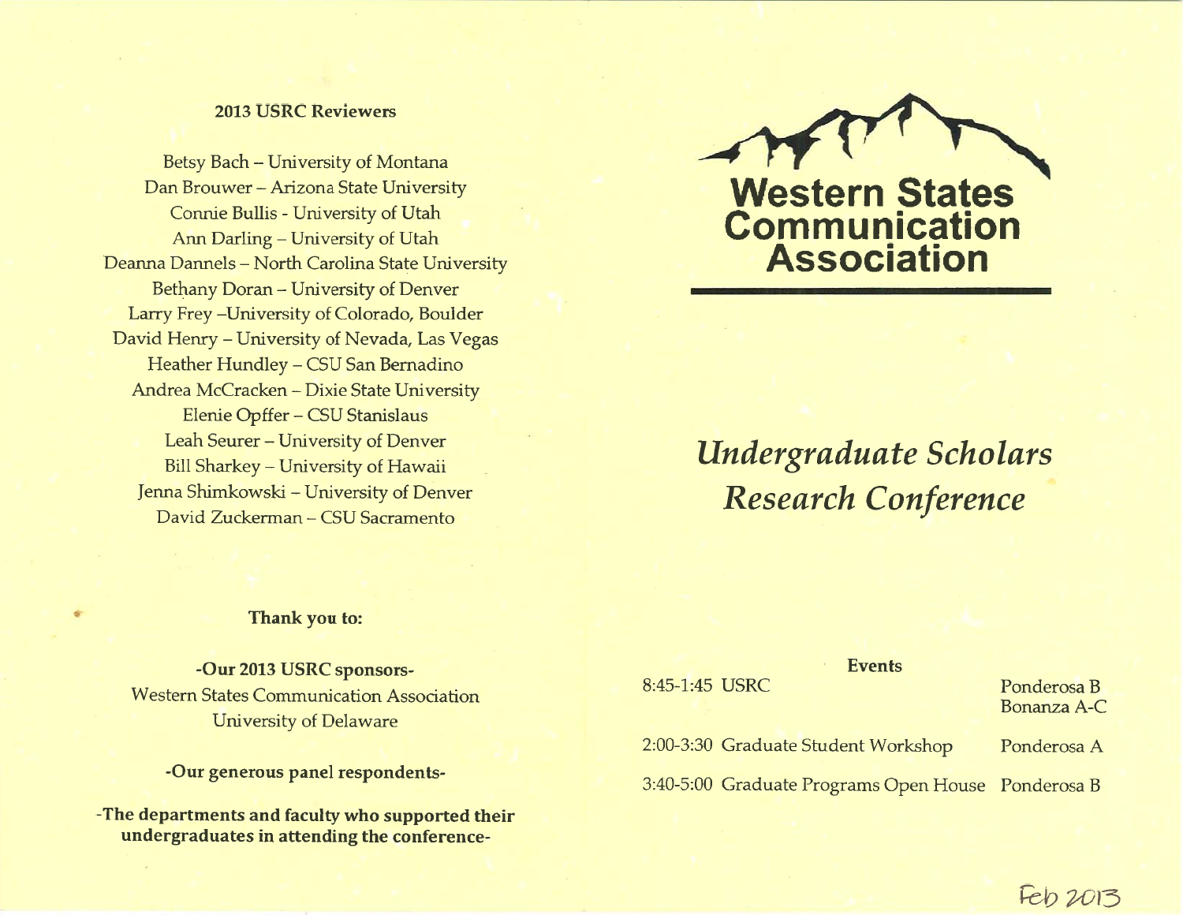## 2013 USRC Reviewers

Betsy Bach – University of Montana
Dan Brouwer – Arizona State University
Connie Bullis - University of Utah
Ann Darling – University of Utah
Deanna Dannels – North Carolina State University
Bethany Doran – University of Denver
Larry Frey –University of Colorado, Boulder
David Henry – University of Nevada, Las Vegas
Heather Hundley – CSU San Bernadino
Andrea McCracken – Dixie State University
Elenie Opffer – CSU Stanislaus
Leah Seurer – University of Denver
Bill Sharkey – University of Hawaii
Jenna Shimkowski – University of Denver
David Zuckerman – CSU Sacramento

**Thank you to:**

**-Our 2013 USRC sponsors-**
Western States Communication Association
University of Delaware

**-Our generous panel respondents-**

**-The departments and faculty who supported their undergraduates in attending the conference-**

# Western States Communication Association

## *Undergraduate Scholars Research Conference*

**Events**

| | | |
|---|---|---|
| 8:45-1:45 | USRC | Ponderosa B<br>Bonanza A-C |
| 2:00-3:30 | Graduate Student Workshop | Ponderosa A |
| 3:40-5:00 | Graduate Programs Open House | Ponderosa B |

Feb 2013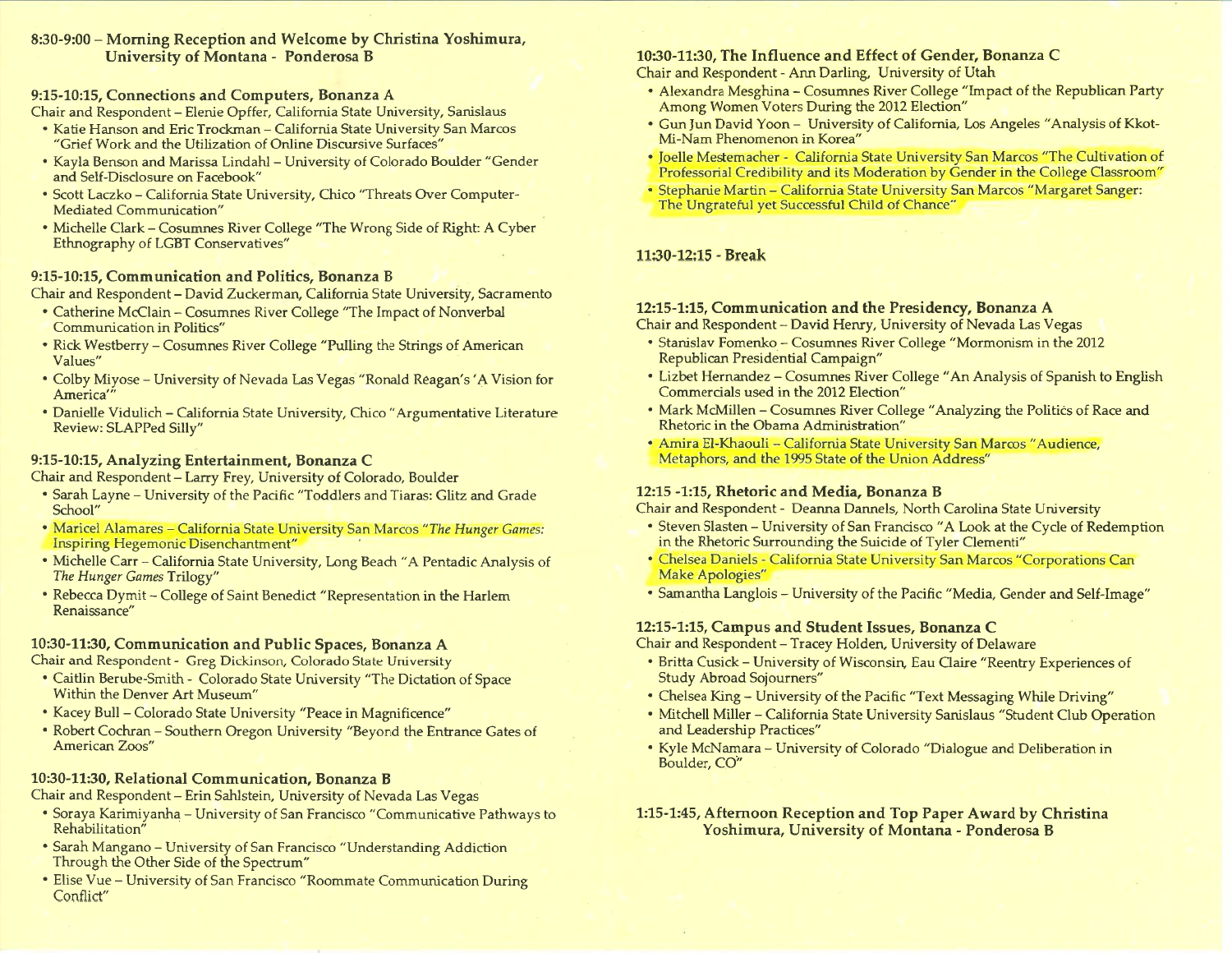**8:30-9:00 – Morning Reception and Welcome by Christina Yoshimura, University of Montana - Ponderosa B**

**9:15-10:15, Connections and Computers, Bonanza A**

Chair and Respondent – Elenie Opffer, California State University, Sanislaus

- Katie Hanson and Eric Trockman – California State University San Marcos "Grief Work and the Utilization of Online Discursive Surfaces"
- Kayla Benson and Marissa Lindahl – University of Colorado Boulder "Gender and Self-Disclosure on Facebook"
- Scott Laczko – California State University, Chico "Threats Over Computer-Mediated Communication"
- Michelle Clark – Cosumnes River College "The Wrong Side of Right: A Cyber Ethnography of LGBT Conservatives"

**9:15-10:15, Communication and Politics, Bonanza B**

Chair and Respondent – David Zuckerman, California State University, Sacramento

- Catherine McClain – Cosumnes River College "The Impact of Nonverbal Communication in Politics"
- Rick Westberry – Cosumnes River College "Pulling the Strings of American Values"
- Colby Miyose – University of Nevada Las Vegas "Ronald Reagan's 'A Vision for America'"
- Danielle Vidulich – California State University, Chico "Argumentative Literature Review: SLAPPed Silly"

**9:15-10:15, Analyzing Entertainment, Bonanza C**

Chair and Respondent – Larry Frey, University of Colorado, Boulder

- Sarah Layne – University of the Pacific "Toddlers and Tiaras: Glitz and Grade School"
- Maricel Alamares – California State University San Marcos "*The Hunger Games*: Inspiring Hegemonic Disenchantment"
- Michelle Carr – California State University, Long Beach "A Pentadic Analysis of *The Hunger Games* Trilogy"
- Rebecca Dymit – College of Saint Benedict "Representation in the Harlem Renaissance"

**10:30-11:30, Communication and Public Spaces, Bonanza A**

Chair and Respondent - Greg Dickinson, Colorado State University

- Caitlin Berube-Smith - Colorado State University "The Dictation of Space Within the Denver Art Museum"
- Kacey Bull – Colorado State University "Peace in Magnificence"
- Robert Cochran – Southern Oregon University "Beyond the Entrance Gates of American Zoos"

**10:30-11:30, Relational Communication, Bonanza B**

Chair and Respondent – Erin Sahlstein, University of Nevada Las Vegas

- Soraya Karimiyanha – University of San Francisco "Communicative Pathways to Rehabilitation"
- Sarah Mangano – University of San Francisco "Understanding Addiction Through the Other Side of the Spectrum"
- Elise Vue – University of San Francisco "Roommate Communication During Conflict"

**10:30-11:30, The Influence and Effect of Gender, Bonanza C**

Chair and Respondent - Ann Darling, University of Utah

- Alexandra Mesghina – Cosumnes River College "Impact of the Republican Party Among Women Voters During the 2012 Election"
- Gun Jun David Yoon – University of California, Los Angeles "Analysis of Kkot-Mi-Nam Phenomenon in Korea"
- Joelle Mestemacher - California State University San Marcos "The Cultivation of Professorial Credibility and its Moderation by Gender in the College Classroom"
- Stephanie Martin – California State University San Marcos "Margaret Sanger: The Ungrateful yet Successful Child of Chance"

**11:30-12:15 - Break**

**12:15-1:15, Communication and the Presidency, Bonanza A**

Chair and Respondent – David Henry, University of Nevada Las Vegas

- Stanislav Fomenko – Cosumnes River College "Mormonism in the 2012 Republican Presidential Campaign"
- Lizbet Hernandez – Cosumnes River College "An Analysis of Spanish to English Commercials used in the 2012 Election"
- Mark McMillen – Cosumnes River College "Analyzing the Politics of Race and Rhetoric in the Obama Administration"
- Amira El-Khaouli – California State University San Marcos "Audience, Metaphors, and the 1995 State of the Union Address"

**12:15 -1:15, Rhetoric and Media, Bonanza B**

Chair and Respondent - Deanna Dannels, North Carolina State University

- Steven Slasten – University of San Francisco "A Look at the Cycle of Redemption in the Rhetoric Surrounding the Suicide of Tyler Clementi"
- Chelsea Daniels - California State University San Marcos "Corporations Can Make Apologies"
- Samantha Langlois – University of the Pacific "Media, Gender and Self-Image"

**12:15-1:15, Campus and Student Issues, Bonanza C**

Chair and Respondent – Tracey Holden, University of Delaware

- Britta Cusick – University of Wisconsin, Eau Claire "Reentry Experiences of Study Abroad Sojourners"
- Chelsea King – University of the Pacific "Text Messaging While Driving"
- Mitchell Miller – California State University Sanislaus "Student Club Operation and Leadership Practices"
- Kyle McNamara – University of Colorado "Dialogue and Deliberation in Boulder, CO"

**1:15-1:45, Afternoon Reception and Top Paper Award by Christina Yoshimura, University of Montana - Ponderosa B**